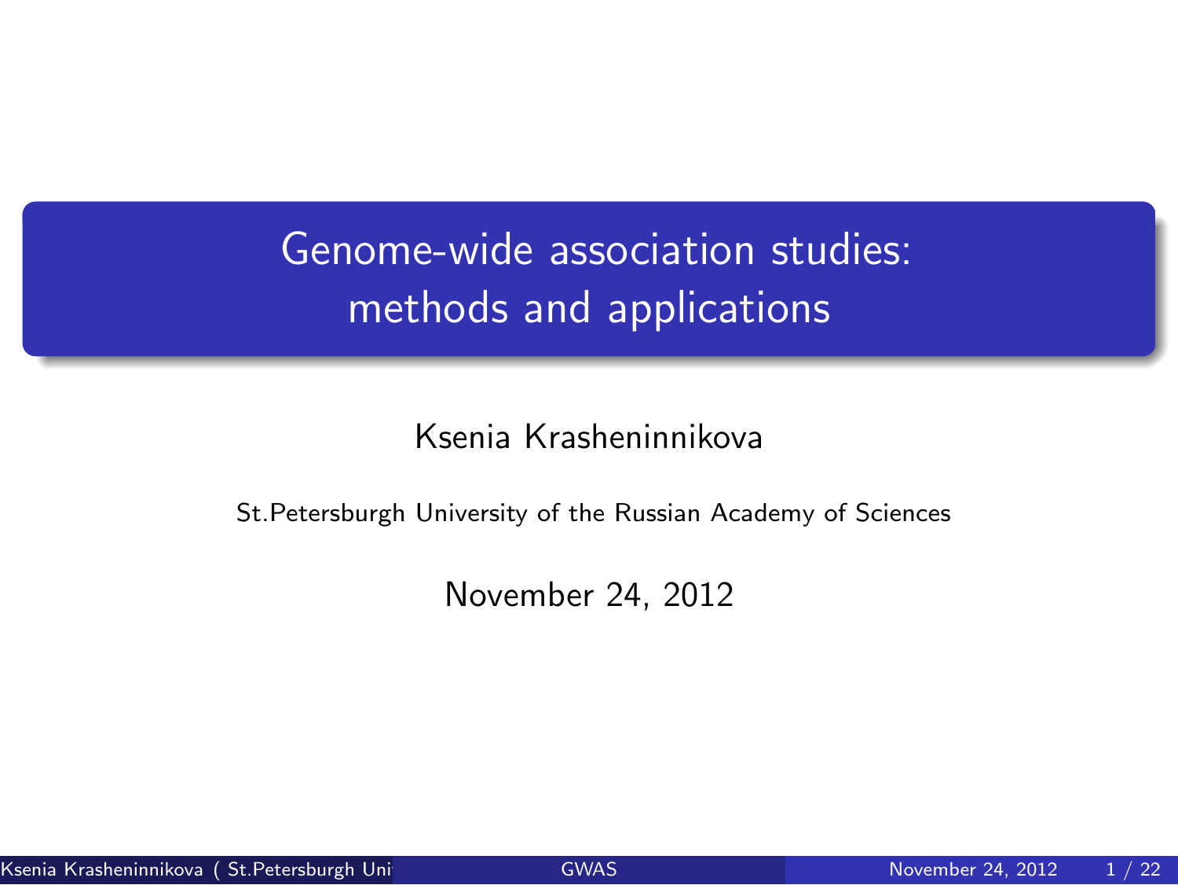# Genome-wide association studies: methods and applications

Ksenia Krasheninnikova

St.Petersburgh University of the Russian Academy of Sciences

November 24, 2012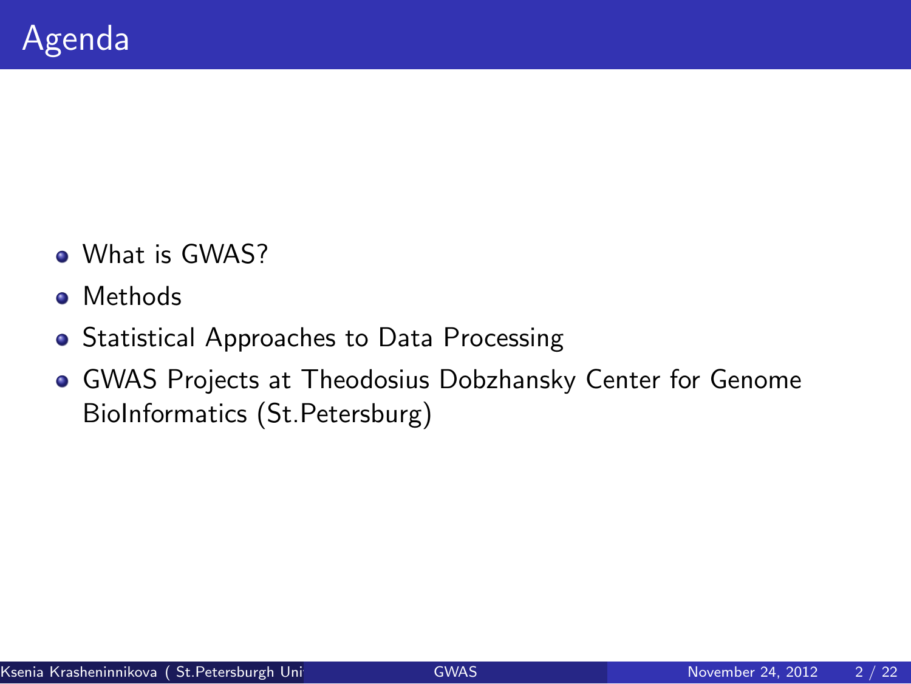# Agenda

- What is GWAS?
- Methods
- Statistical Approaches to Data Processing
- GWAS Projects at Theodosius Dobzhansky Center for Genome BioInformatics (St.Petersburg)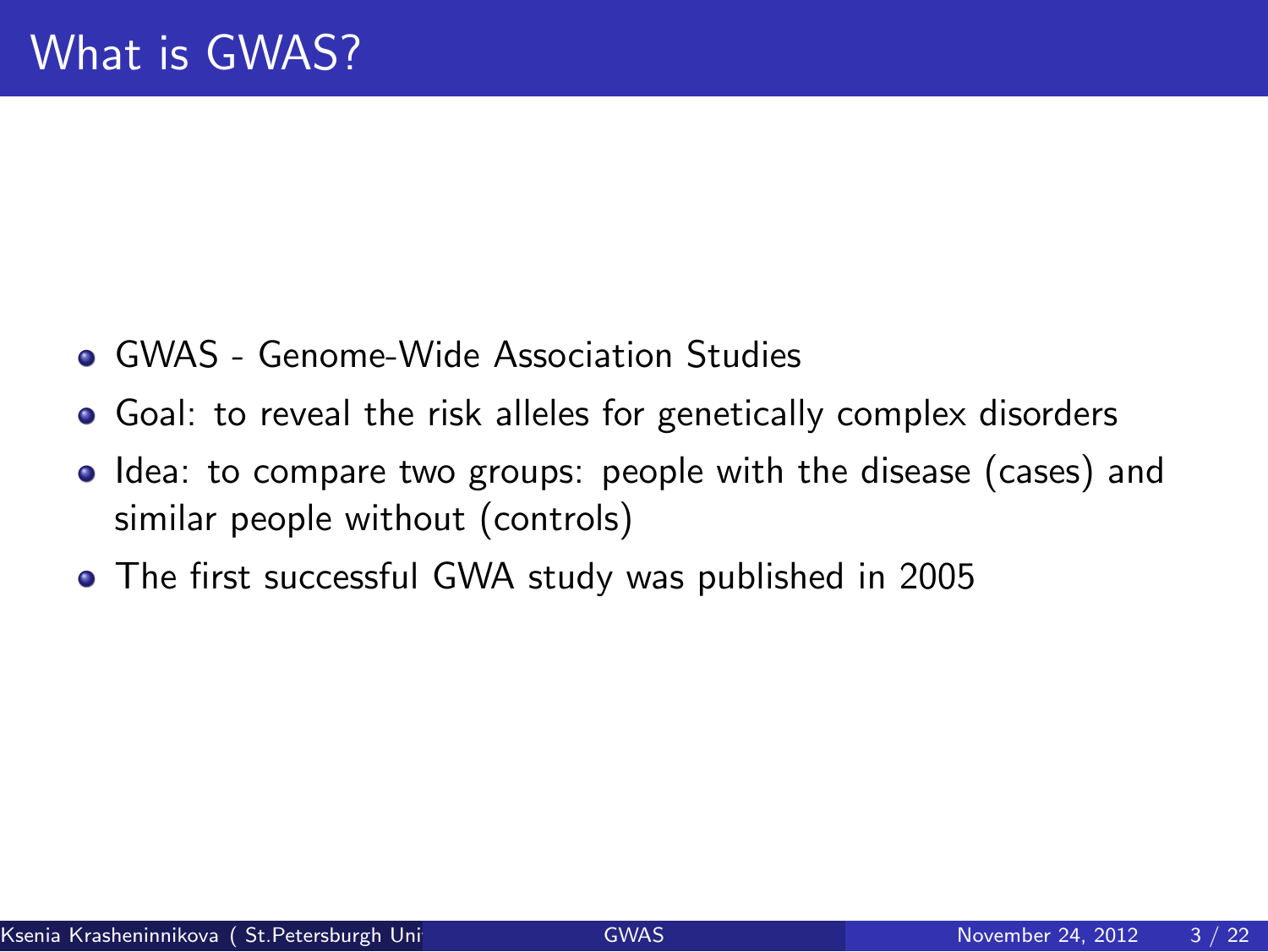# What is GWAS?

- GWAS - Genome-Wide Association Studies
- Goal: to reveal the risk alleles for genetically complex disorders
- Idea: to compare two groups: people with the disease (cases) and similar people without (controls)
- The first successful GWA study was published in 2005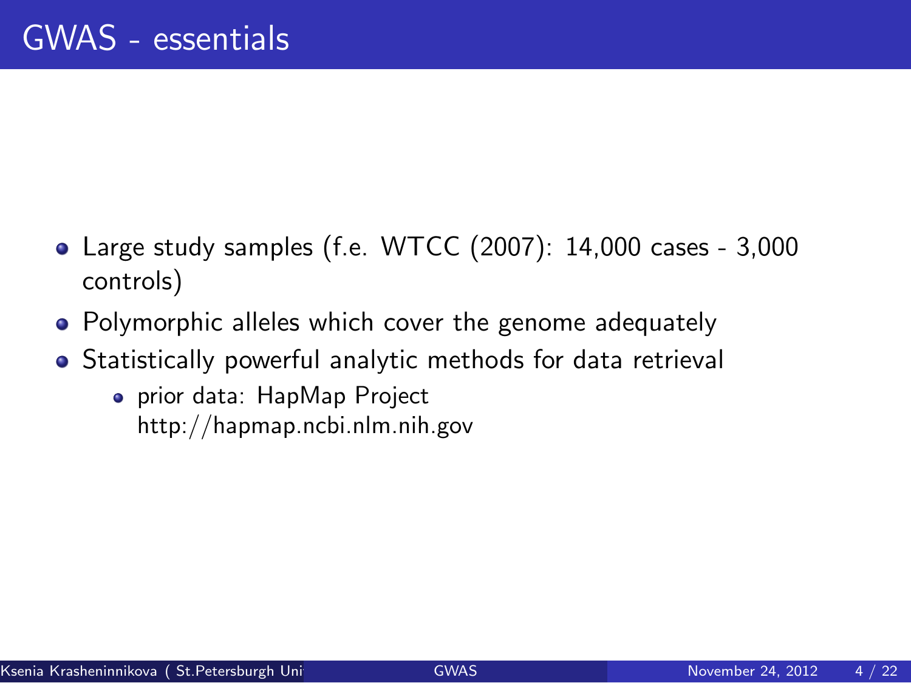# GWAS - essentials

- Large study samples (f.e. WTCC (2007): 14,000 cases - 3,000 controls)
- Polymorphic alleles which cover the genome adequately
- Statistically powerful analytic methods for data retrieval
  - prior data: HapMap Project http://hapmap.ncbi.nlm.nih.gov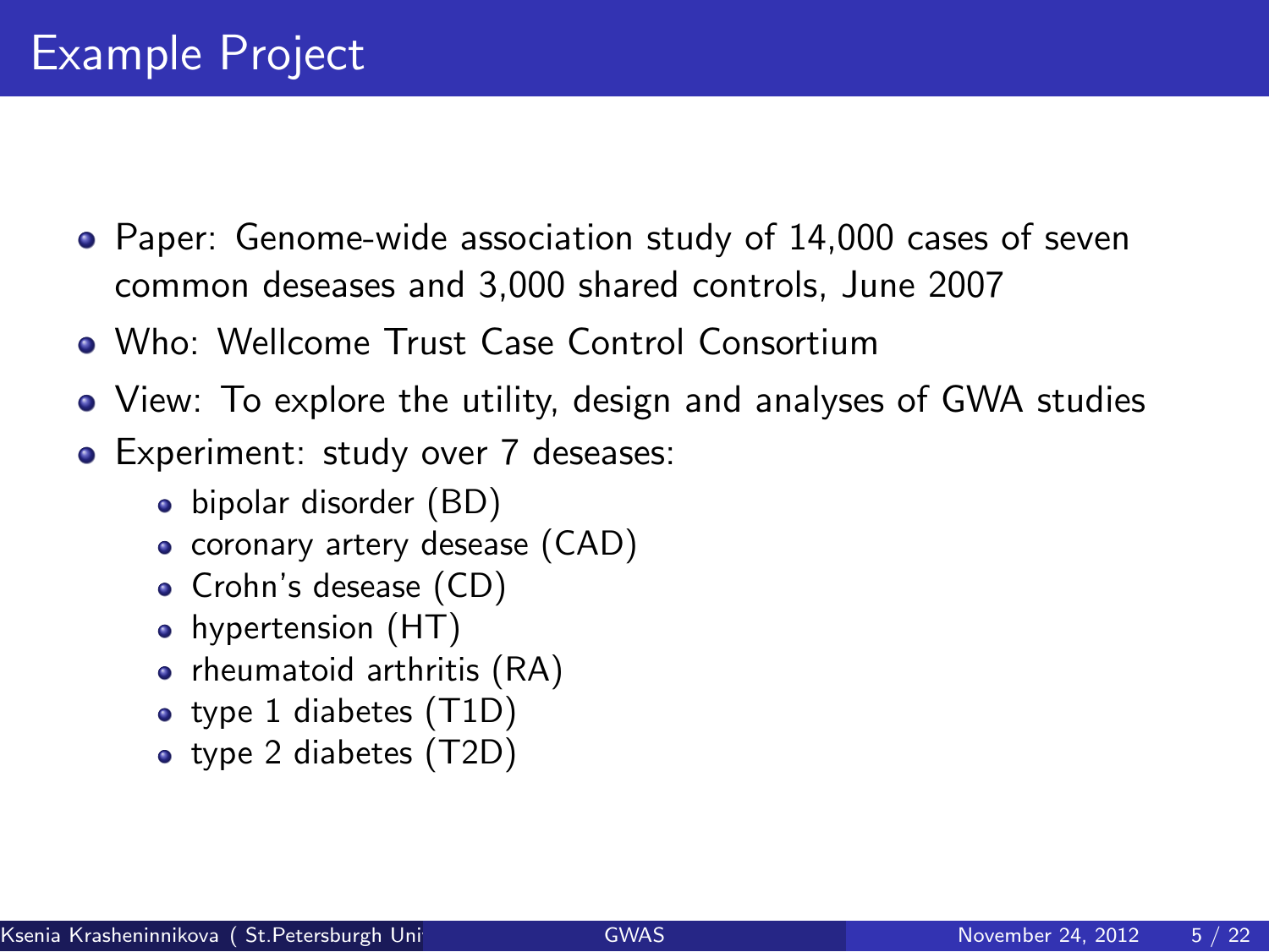# Example Project

- Paper: Genome-wide association study of 14,000 cases of seven common deseases and 3,000 shared controls, June 2007
- Who: Wellcome Trust Case Control Consortium
- View: To explore the utility, design and analyses of GWA studies
- Experiment: study over 7 deseases:
  - bipolar disorder (BD)
  - coronary artery desease (CAD)
  - Crohn's desease (CD)
  - hypertension (HT)
  - rheumatoid arthritis (RA)
  - type 1 diabetes (T1D)
  - type 2 diabetes (T2D)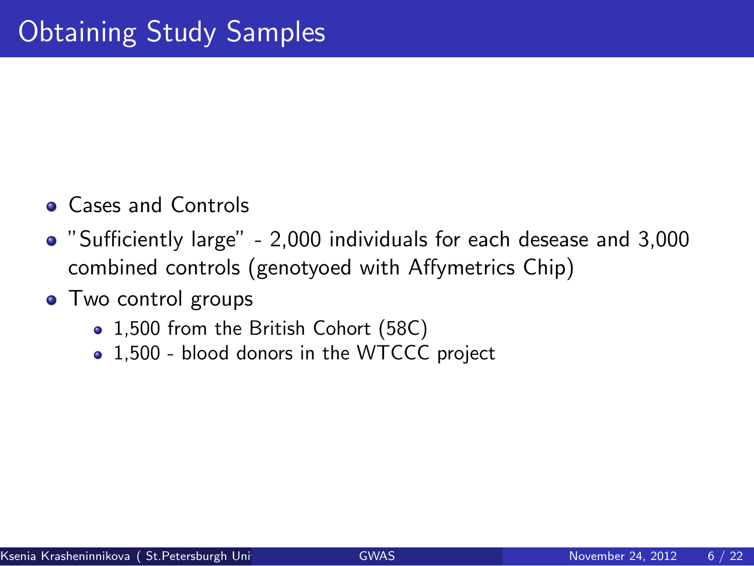# Obtaining Study Samples

- Cases and Controls
- "Sufficiently large" - 2,000 individuals for each desease and 3,000 combined controls (genotyoed with Affymetrics Chip)
- Two control groups
  - 1,500 from the British Cohort (58C)
  - 1,500 - blood donors in the WTCCC project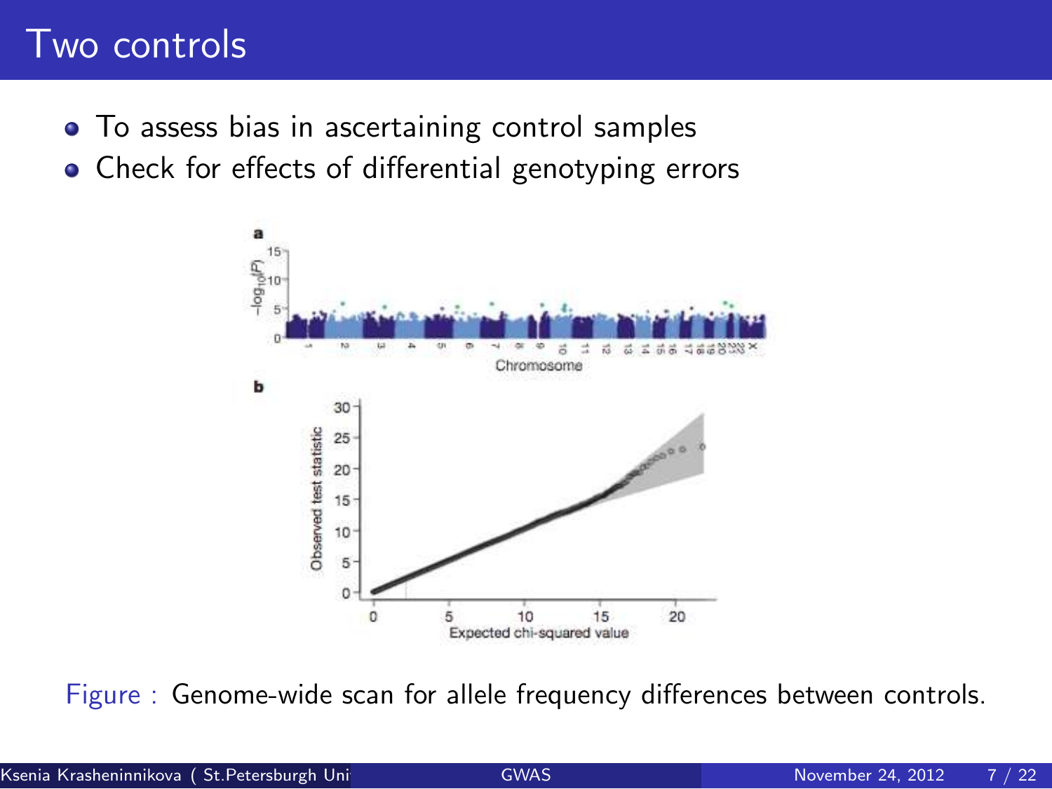# Two controls

- To assess bias in ascertaining control samples
- Check for effects of differential genotyping errors

Figure : Genome-wide scan for allele frequency differences between controls.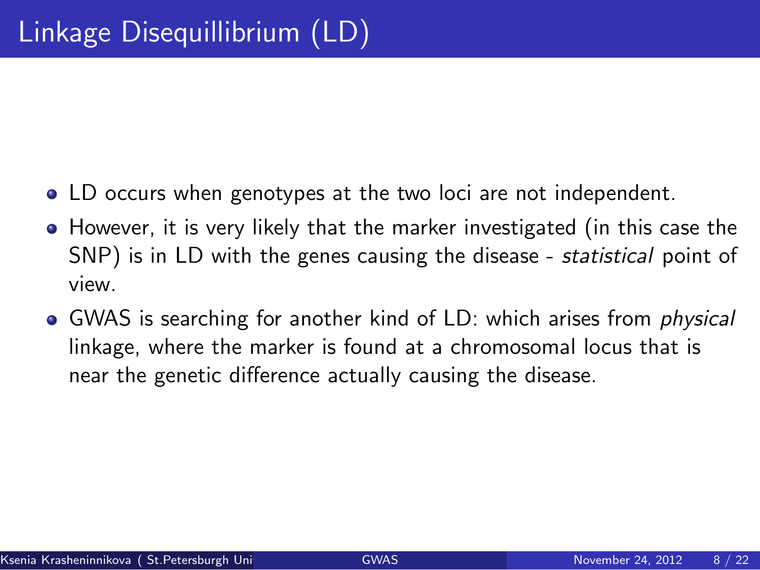# Linkage Disequillibrium (LD)

- LD occurs when genotypes at the two loci are not independent.
- However, it is very likely that the marker investigated (in this case the SNP) is in LD with the genes causing the disease - *statistical* point of view.
- GWAS is searching for another kind of LD: which arises from *physical* linkage, where the marker is found at a chromosomal locus that is near the genetic difference actually causing the disease.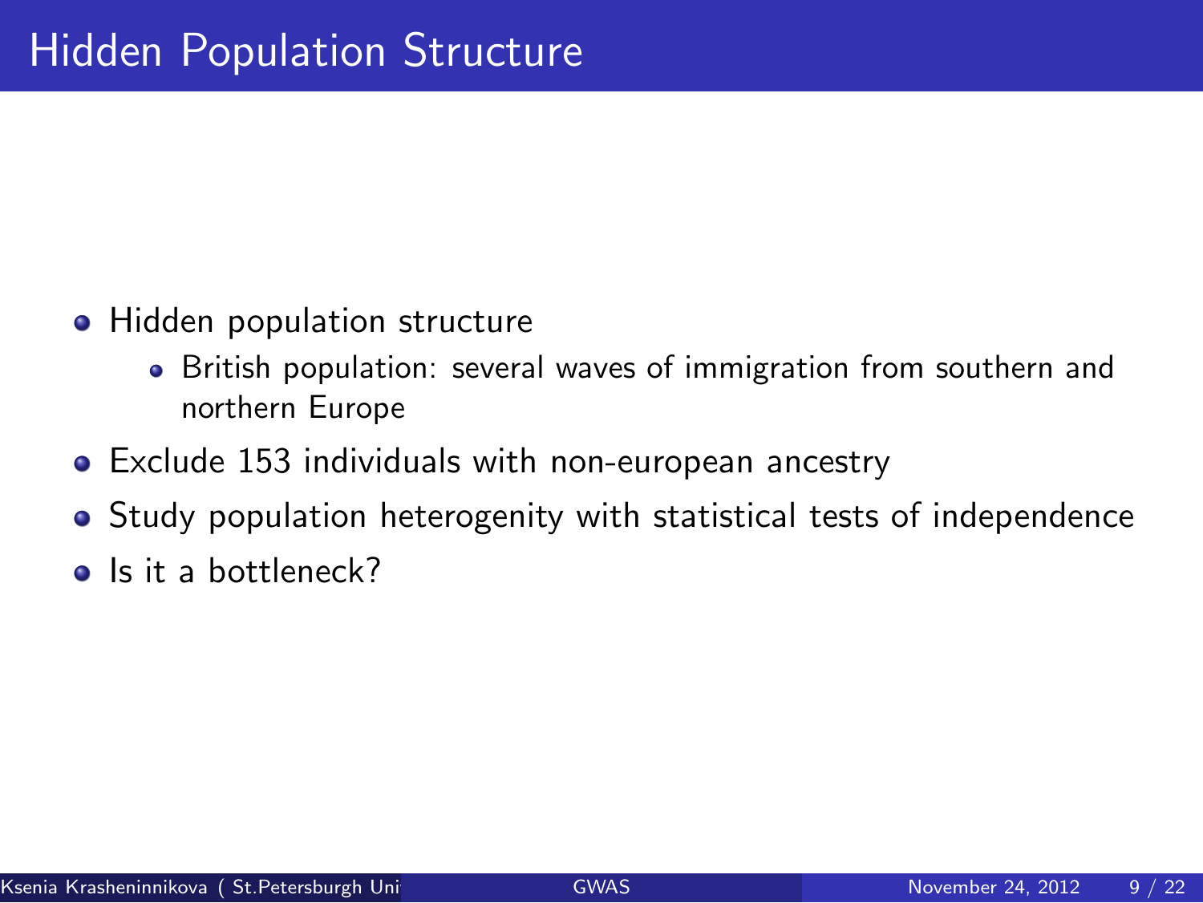# Hidden Population Structure

- Hidden population structure
  - British population: several waves of immigration from southern and northern Europe
- Exclude 153 individuals with non-european ancestry
- Study population heterogenity with statistical tests of independence
- Is it a bottleneck?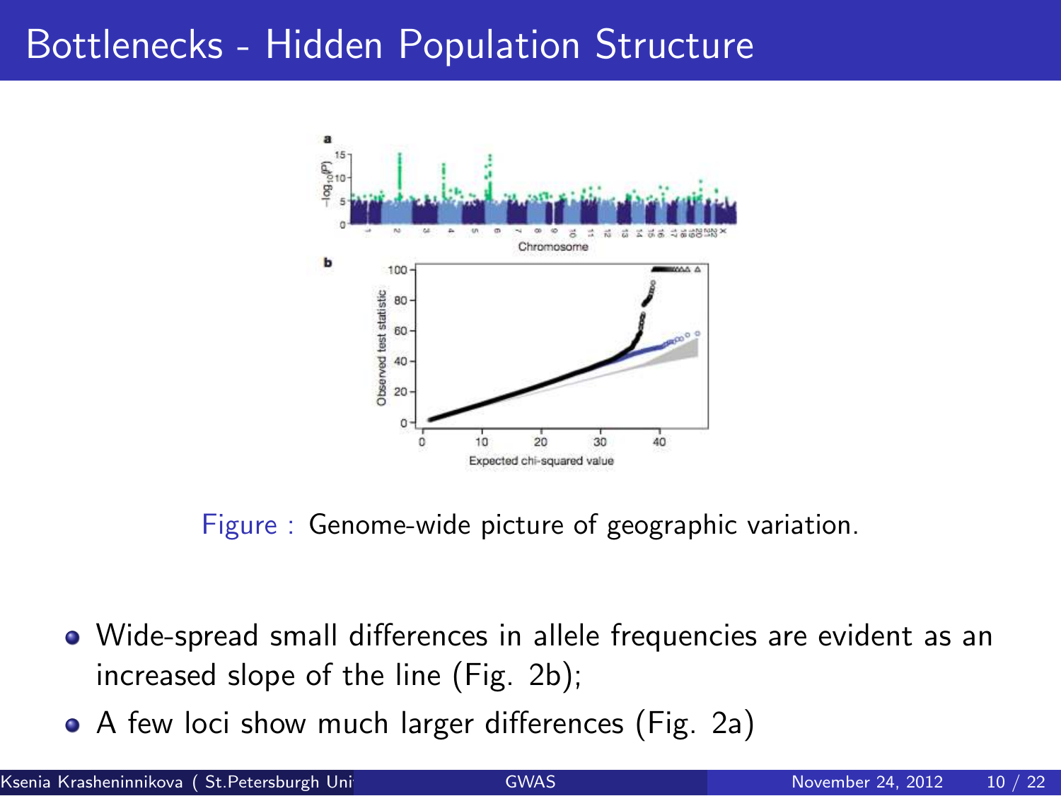# Bottlenecks - Hidden Population Structure

Figure : Genome-wide picture of geographic variation.

- Wide-spread small differences in allele frequencies are evident as an increased slope of the line (Fig. 2b);
- A few loci show much larger differences (Fig. 2a)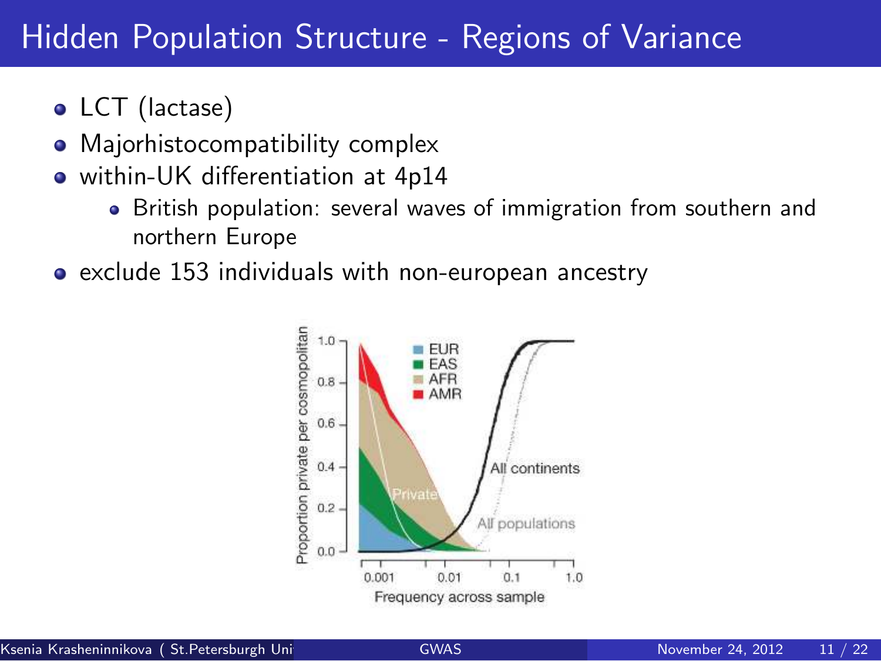# Hidden Population Structure - Regions of Variance

- LCT (lactase)
- Majorhistocompatibility complex
- within-UK differentiation at 4p14
  - British population: several waves of immigration from southern and northern Europe
- exclude 153 individuals with non-european ancestry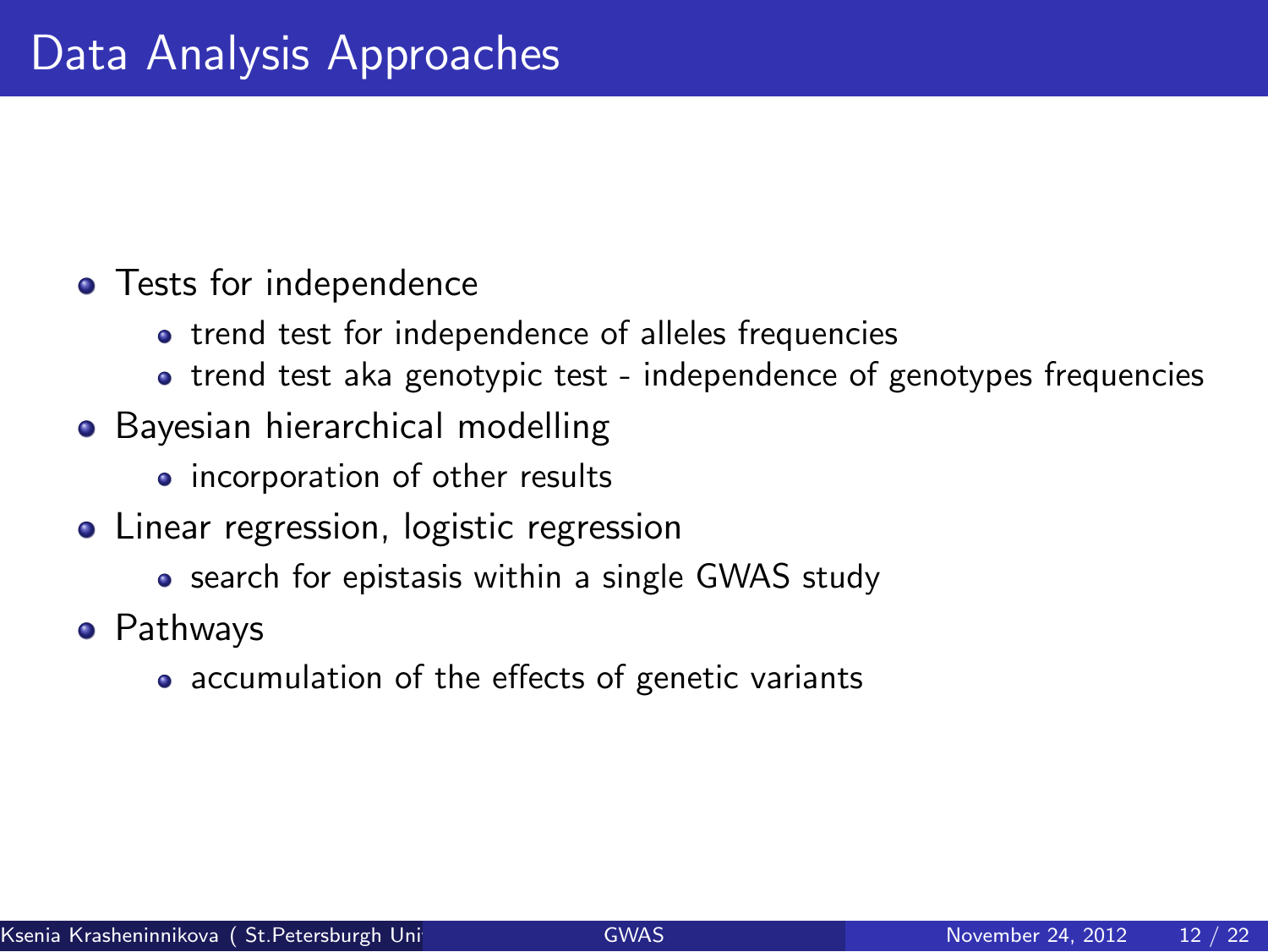# Data Analysis Approaches

- Tests for independence
  - trend test for independence of alleles frequencies
  - trend test aka genotypic test - independence of genotypes frequencies
- Bayesian hierarchical modelling
  - incorporation of other results
- Linear regression, logistic regression
  - search for epistasis within a single GWAS study
- Pathways
  - accumulation of the effects of genetic variants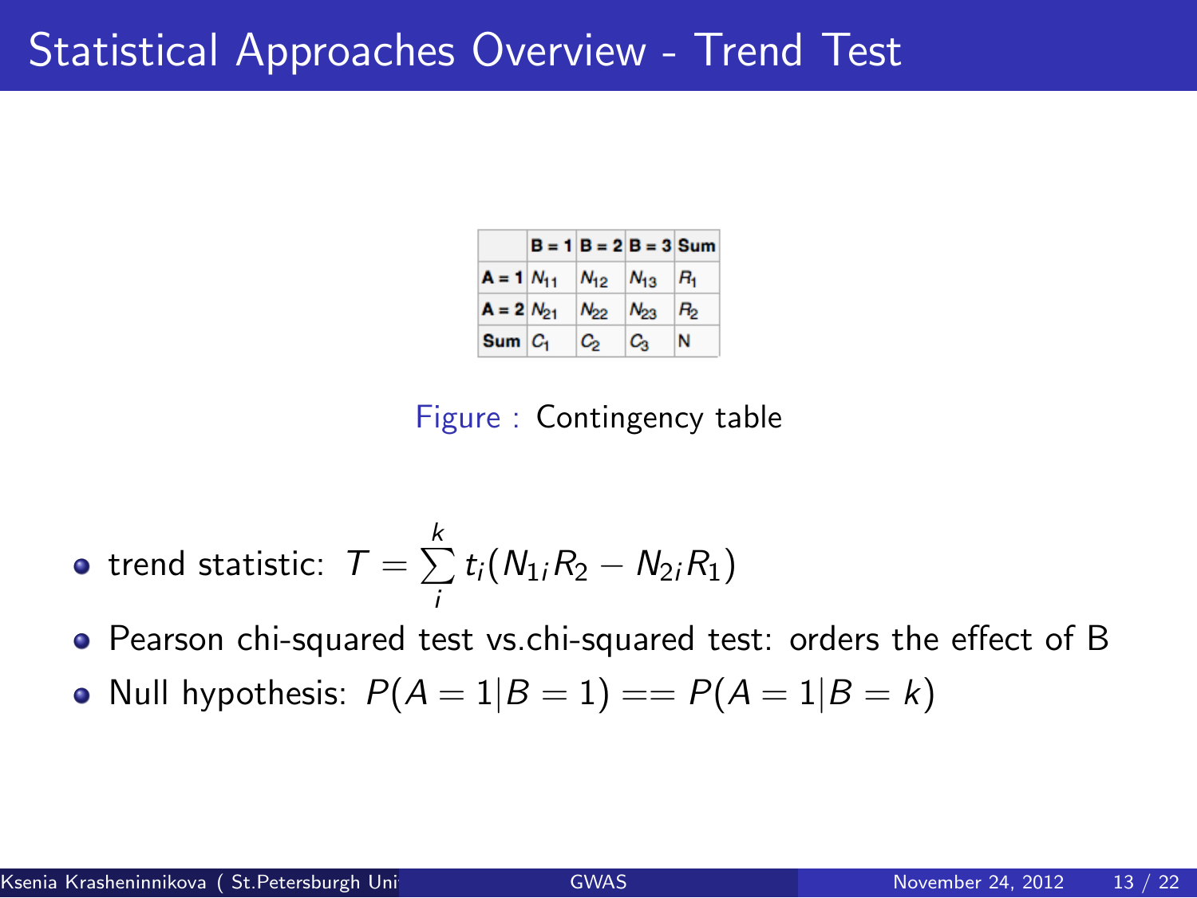# Statistical Approaches Overview - Trend Test

|  | B = 1 | B = 2 | B = 3 | Sum |
|---|---|---|---|---|
| A = 1 | $N_{11}$ | $N_{12}$ | $N_{13}$ | $R_1$ |
| A = 2 | $N_{21}$ | $N_{22}$ | $N_{23}$ | $R_2$ |
| Sum | $C_1$ | $C_2$ | $C_3$ | N |

Figure : Contingency table

- trend statistic: $T = \sum_{i}^{k} t_i (N_{1i} R_2 - N_{2i} R_1)$
- Pearson chi-squared test vs.chi-squared test: orders the effect of B
- Null hypothesis: $P(A = 1|B = 1) == P(A = 1|B = k)$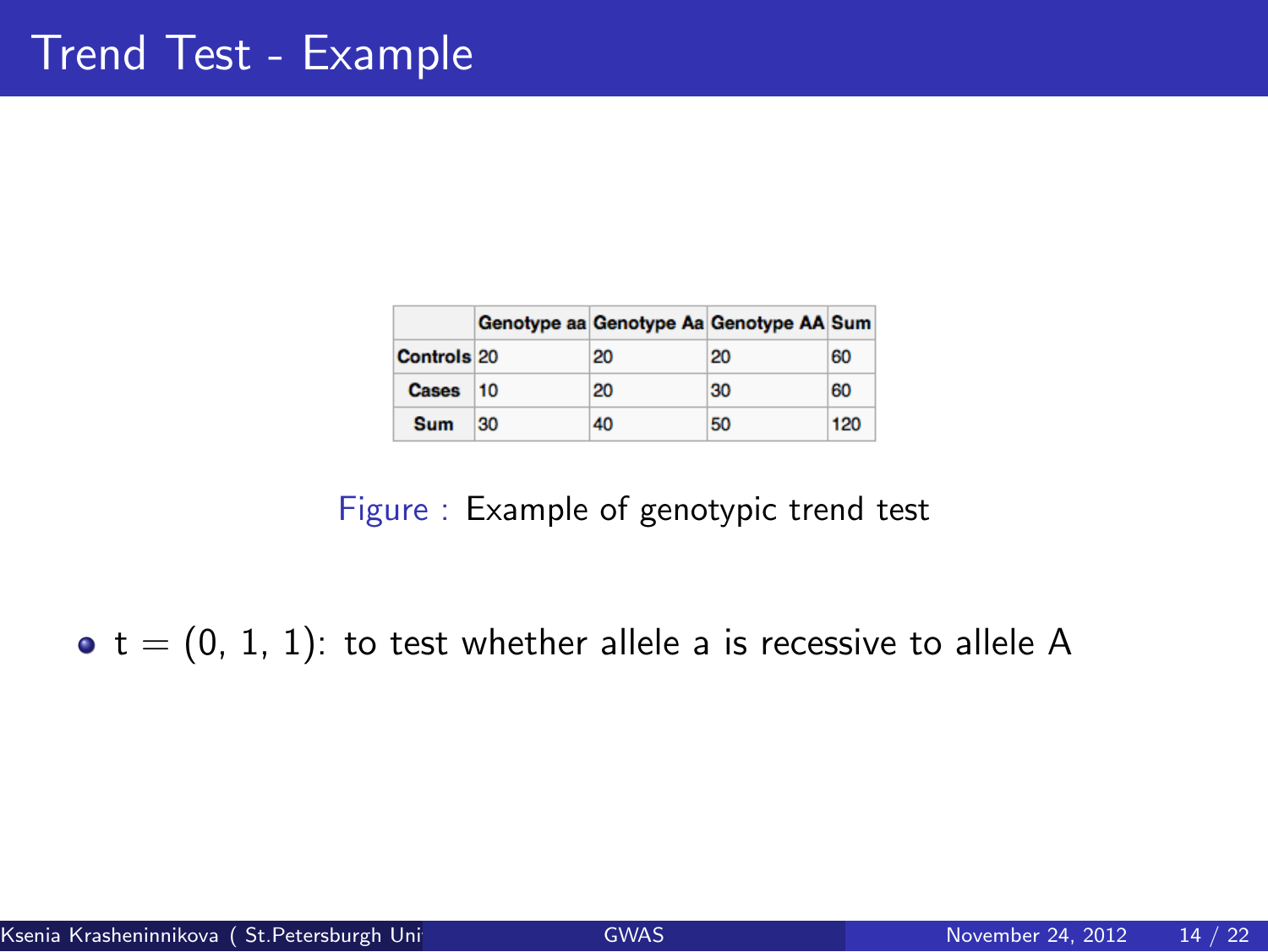# Trend Test - Example

| | Genotype aa | Genotype Aa | Genotype AA | Sum |
|---|---|---|---|---|
| **Controls** | 20 | 20 | 20 | 60 |
| **Cases** | 10 | 20 | 30 | 60 |
| **Sum** | 30 | 40 | 50 | 120 |

Figure : Example of genotypic trend test

- t = (0, 1, 1): to test whether allele a is recessive to allele A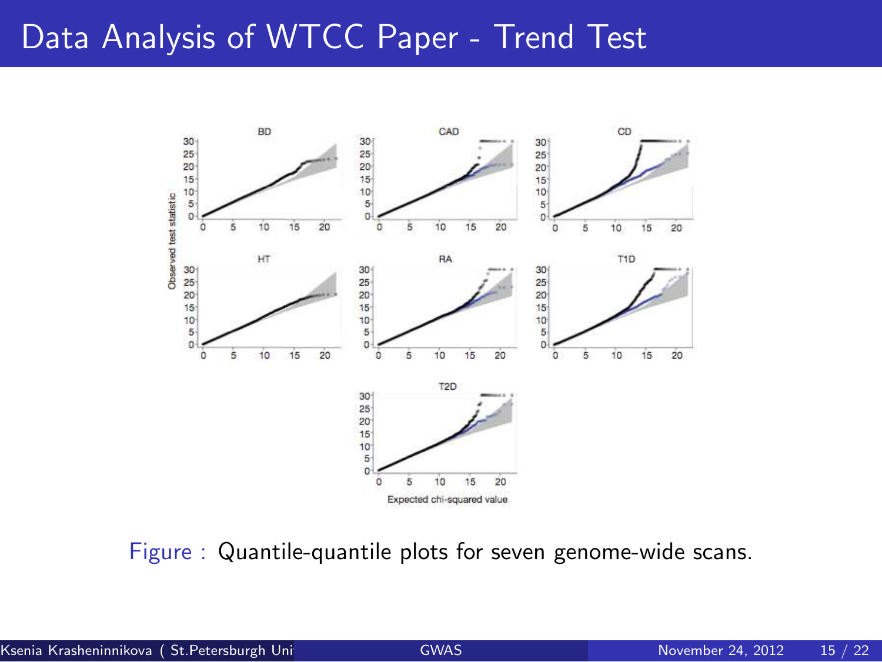# Data Analysis of WTCC Paper - Trend Test

Figure : Quantile-quantile plots for seven genome-wide scans.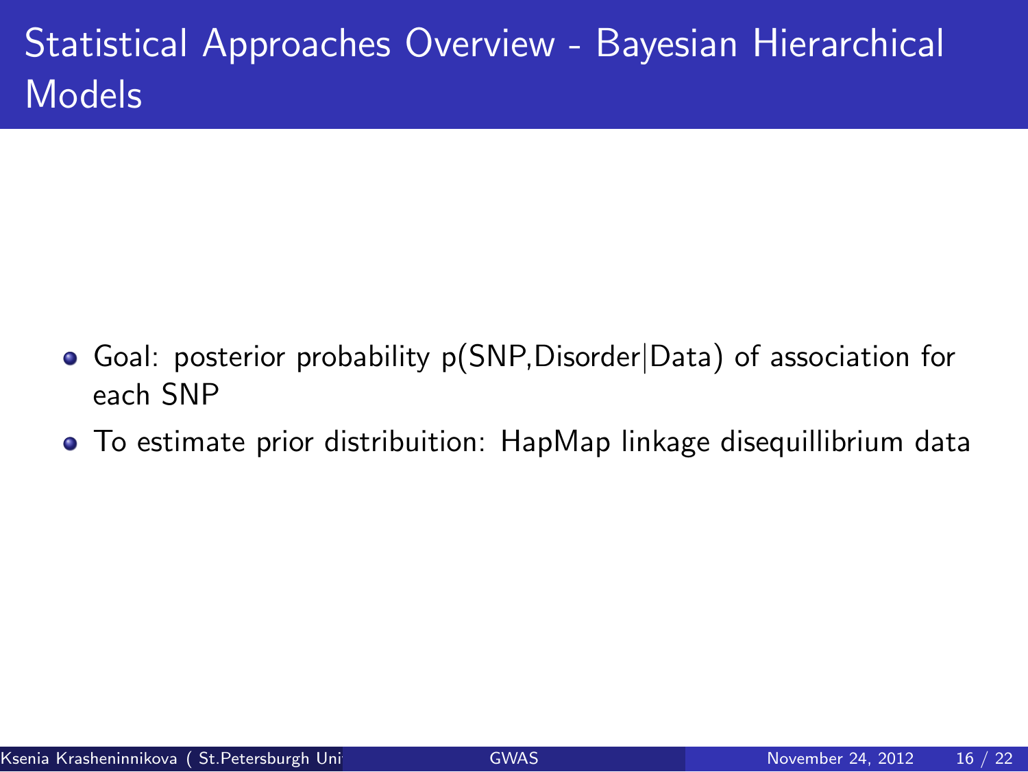# Statistical Approaches Overview - Bayesian Hierarchical Models

- Goal: posterior probability p(SNP,Disorder|Data) of association for each SNP
- To estimate prior distribuition: HapMap linkage disequillibrium data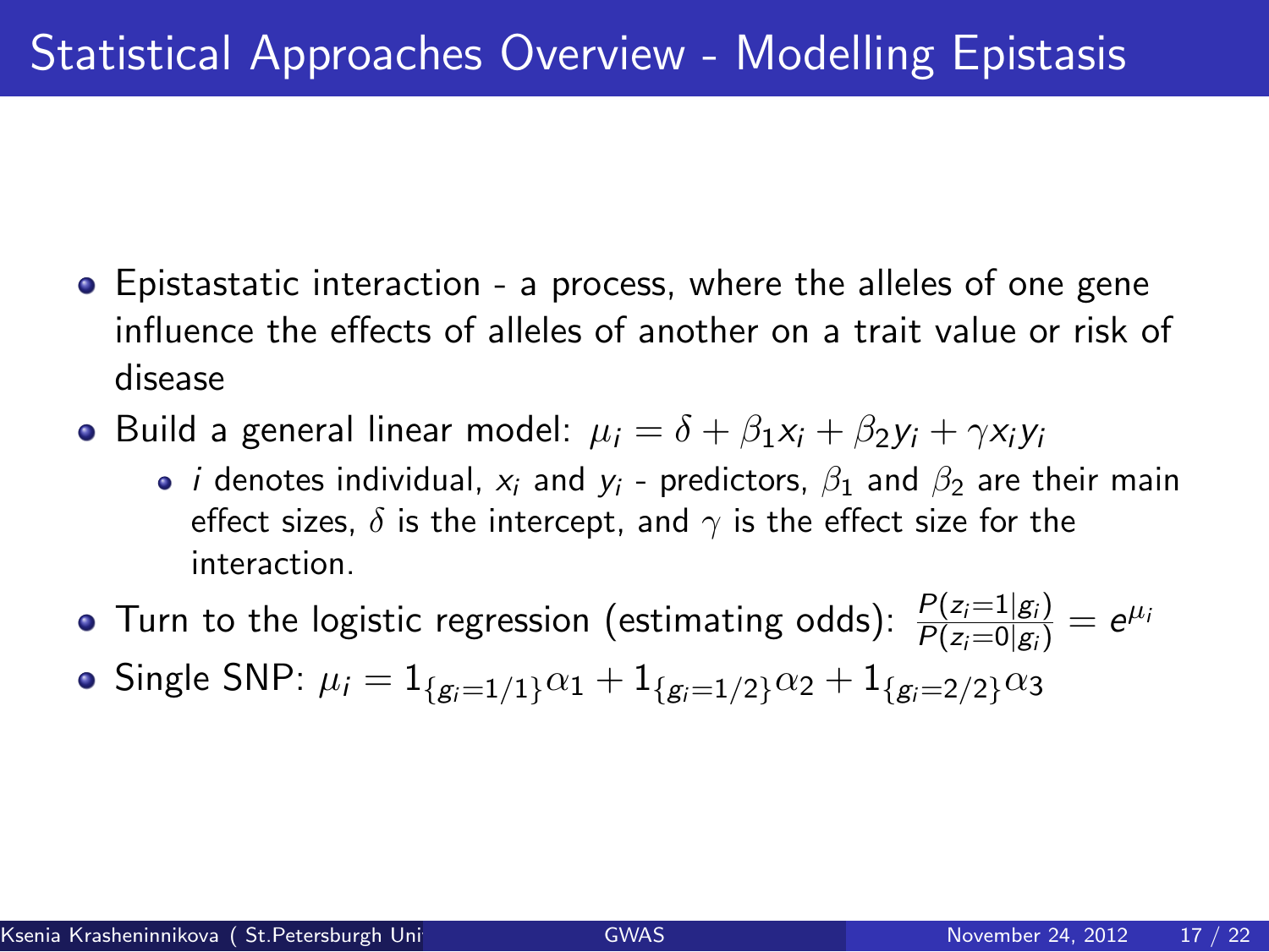# Statistical Approaches Overview - Modelling Epistasis

- Epistastatic interaction - a process, where the alleles of one gene influence the effects of alleles of another on a trait value or risk of disease
- Build a general linear model: $\mu_i = \delta + \beta_1 x_i + \beta_2 y_i + \gamma x_i y_i$
  - $i$ denotes individual, $x_i$ and $y_i$ - predictors, $\beta_1$ and $\beta_2$ are their main effect sizes, $\delta$ is the intercept, and $\gamma$ is the effect size for the interaction.
- Turn to the logistic regression (estimating odds): $\frac{P(z_i=1|g_i)}{P(z_i=0|g_i)} = e^{\mu_i}$
- Single SNP: $\mu_i = 1_{\{g_i=1/1\}}\alpha_1 + 1_{\{g_i=1/2\}}\alpha_2 + 1_{\{g_i=2/2\}}\alpha_3$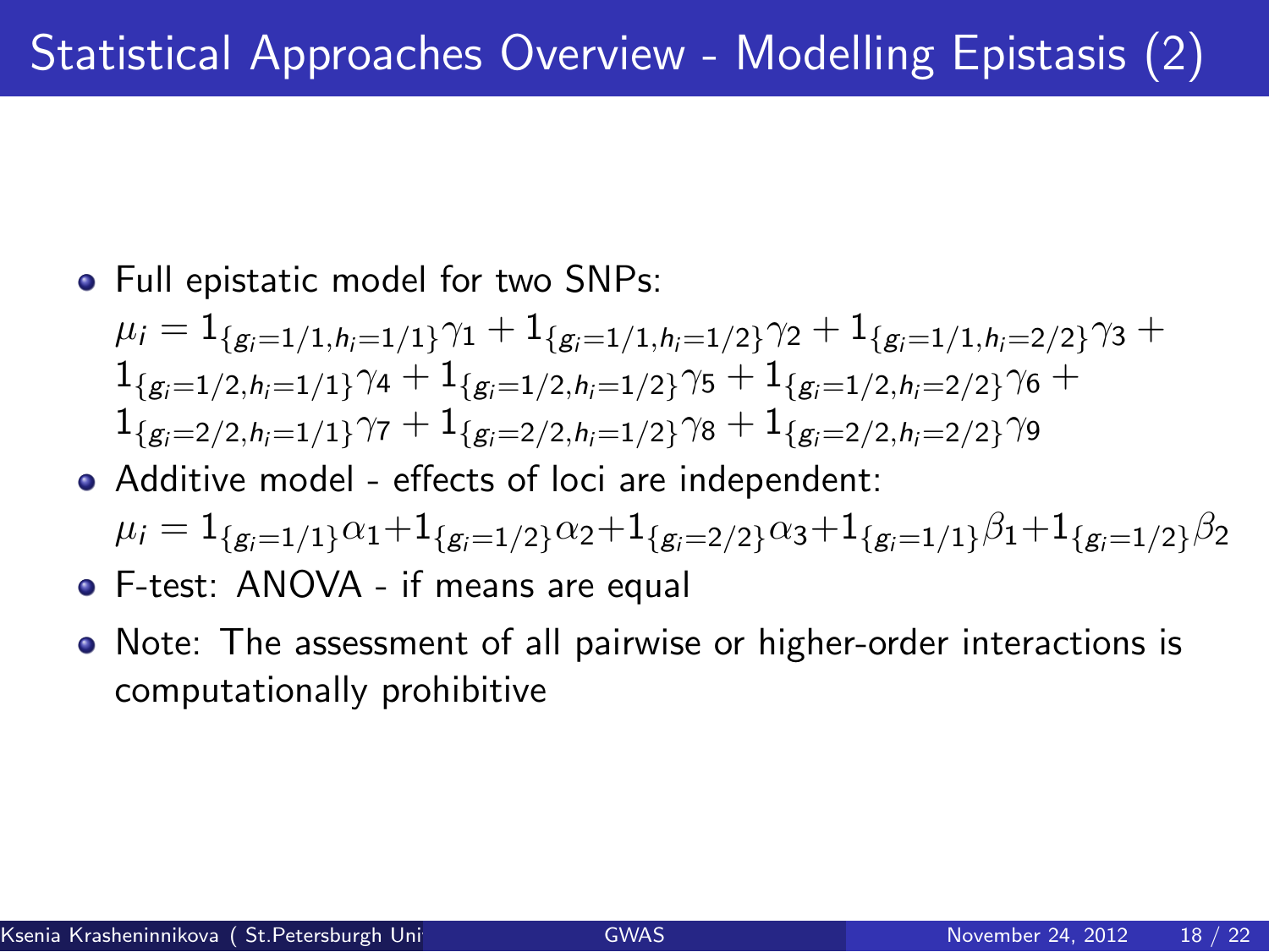# Statistical Approaches Overview - Modelling Epistasis (2)

- Full epistatic model for two SNPs:
  $\mu_i = 1_{\{g_i=1/1,h_i=1/1\}}\gamma_1 + 1_{\{g_i=1/1,h_i=1/2\}}\gamma_2 + 1_{\{g_i=1/1,h_i=2/2\}}\gamma_3 + 1_{\{g_i=1/2,h_i=1/1\}}\gamma_4 + 1_{\{g_i=1/2,h_i=1/2\}}\gamma_5 + 1_{\{g_i=1/2,h_i=2/2\}}\gamma_6 + 1_{\{g_i=2/2,h_i=1/1\}}\gamma_7 + 1_{\{g_i=2/2,h_i=1/2\}}\gamma_8 + 1_{\{g_i=2/2,h_i=2/2\}}\gamma_9$
- Additive model - effects of loci are independent:
  $\mu_i = 1_{\{g_i=1/1\}}\alpha_1 + 1_{\{g_i=1/2\}}\alpha_2 + 1_{\{g_i=2/2\}}\alpha_3 + 1_{\{g_i=1/1\}}\beta_1 + 1_{\{g_i=1/2\}}\beta_2$
- F-test: ANOVA - if means are equal
- Note: The assessment of all pairwise or higher-order interactions is computationally prohibitive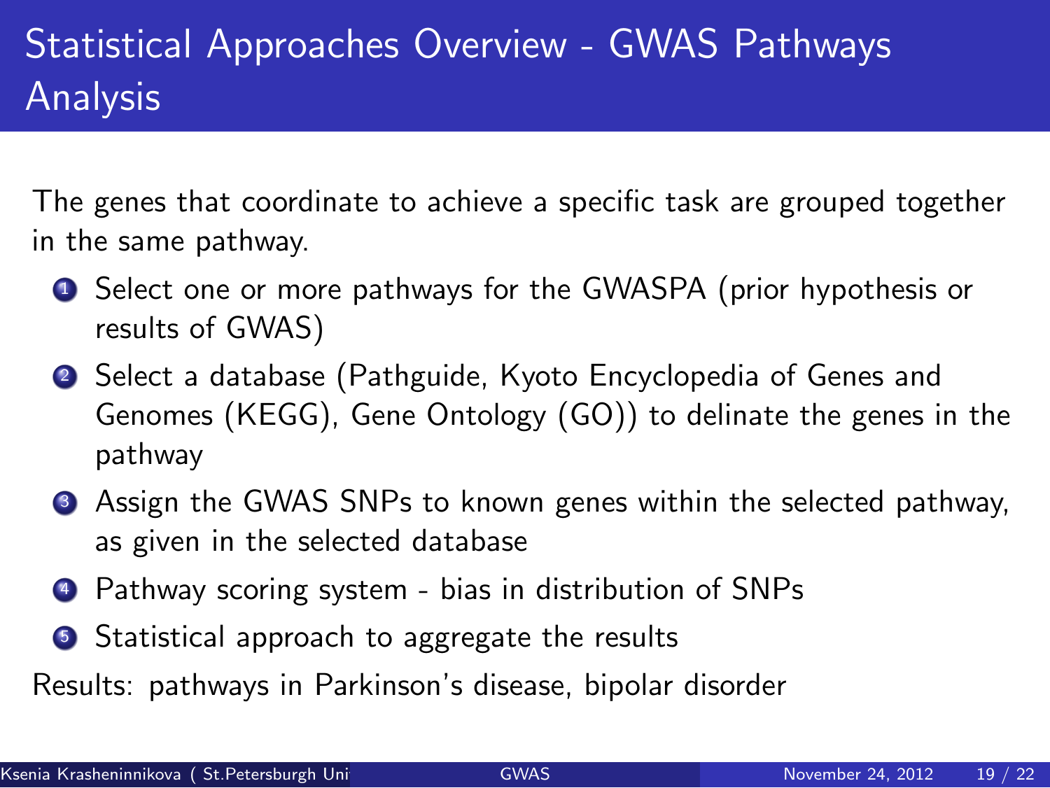# Statistical Approaches Overview - GWAS Pathways Analysis

The genes that coordinate to achieve a specific task are grouped together in the same pathway.

1. Select one or more pathways for the GWASPA (prior hypothesis or results of GWAS)
2. Select a database (Pathguide, Kyoto Encyclopedia of Genes and Genomes (KEGG), Gene Ontology (GO)) to delinate the genes in the pathway
3. Assign the GWAS SNPs to known genes within the selected pathway, as given in the selected database
4. Pathway scoring system - bias in distribution of SNPs
5. Statistical approach to aggregate the results

Results: pathways in Parkinson's disease, bipolar disorder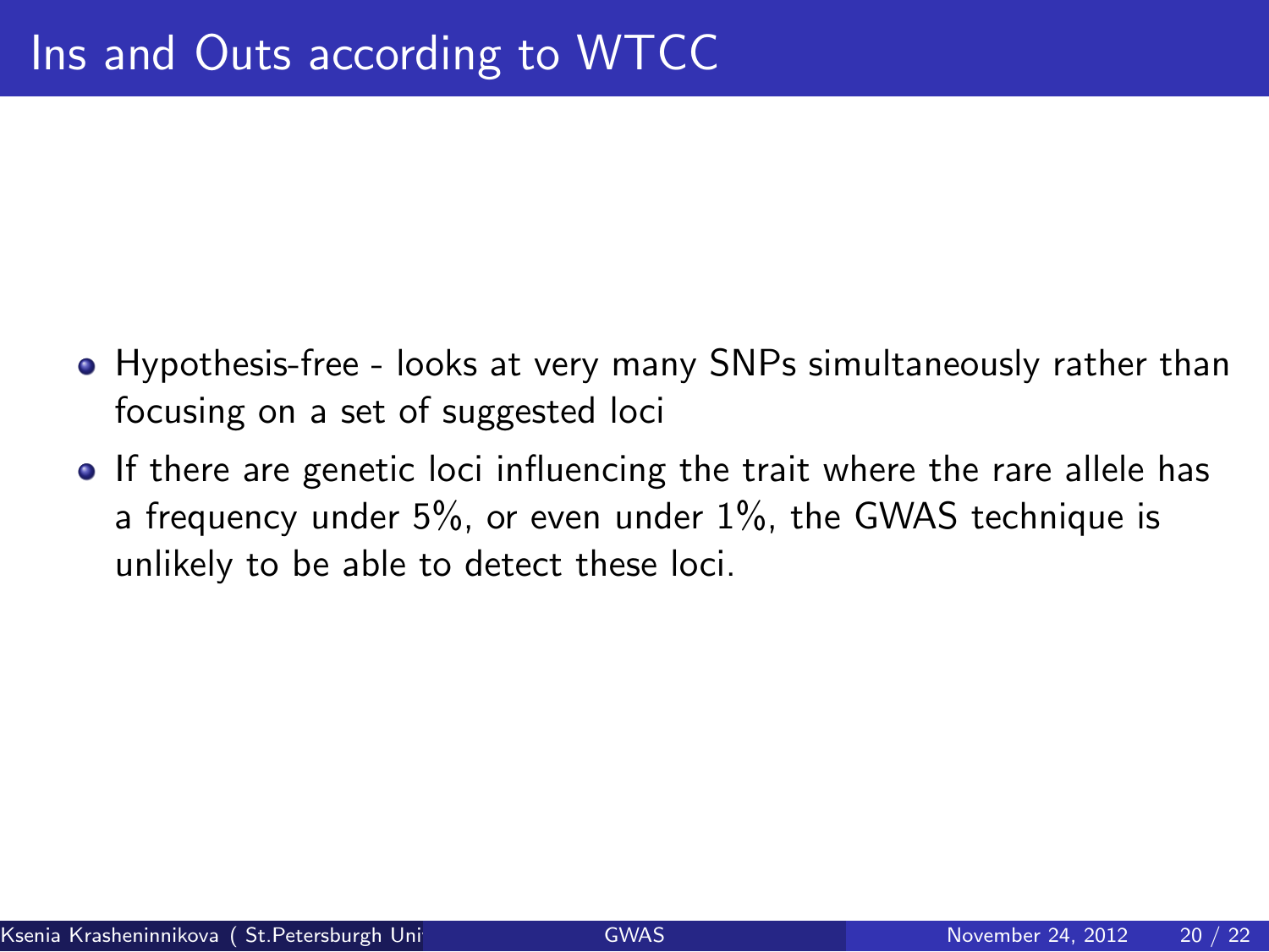# Ins and Outs according to WTCC

- Hypothesis-free - looks at very many SNPs simultaneously rather than focusing on a set of suggested loci
- If there are genetic loci influencing the trait where the rare allele has a frequency under 5%, or even under 1%, the GWAS technique is unlikely to be able to detect these loci.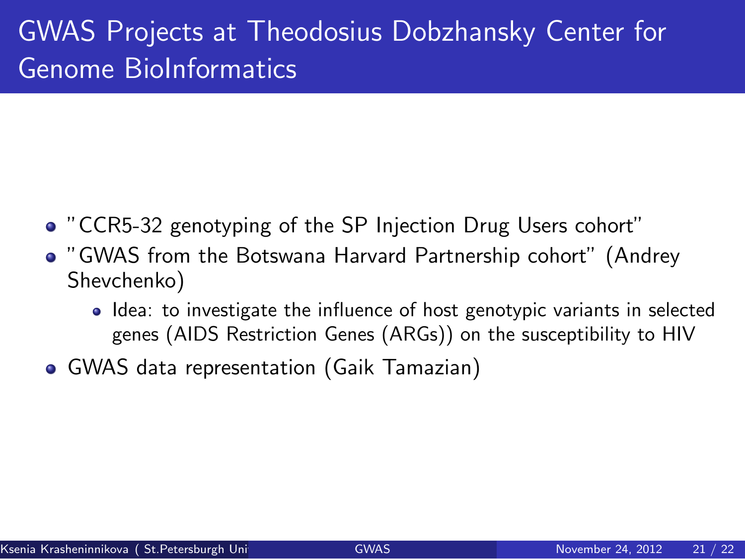# GWAS Projects at Theodosius Dobzhansky Center for Genome BioInformatics

- "CCR5-32 genotyping of the SP Injection Drug Users cohort"
- "GWAS from the Botswana Harvard Partnership cohort" (Andrey Shevchenko)
  - Idea: to investigate the influence of host genotypic variants in selected genes (AIDS Restriction Genes (ARGs)) on the susceptibility to HIV
- GWAS data representation (Gaik Tamazian)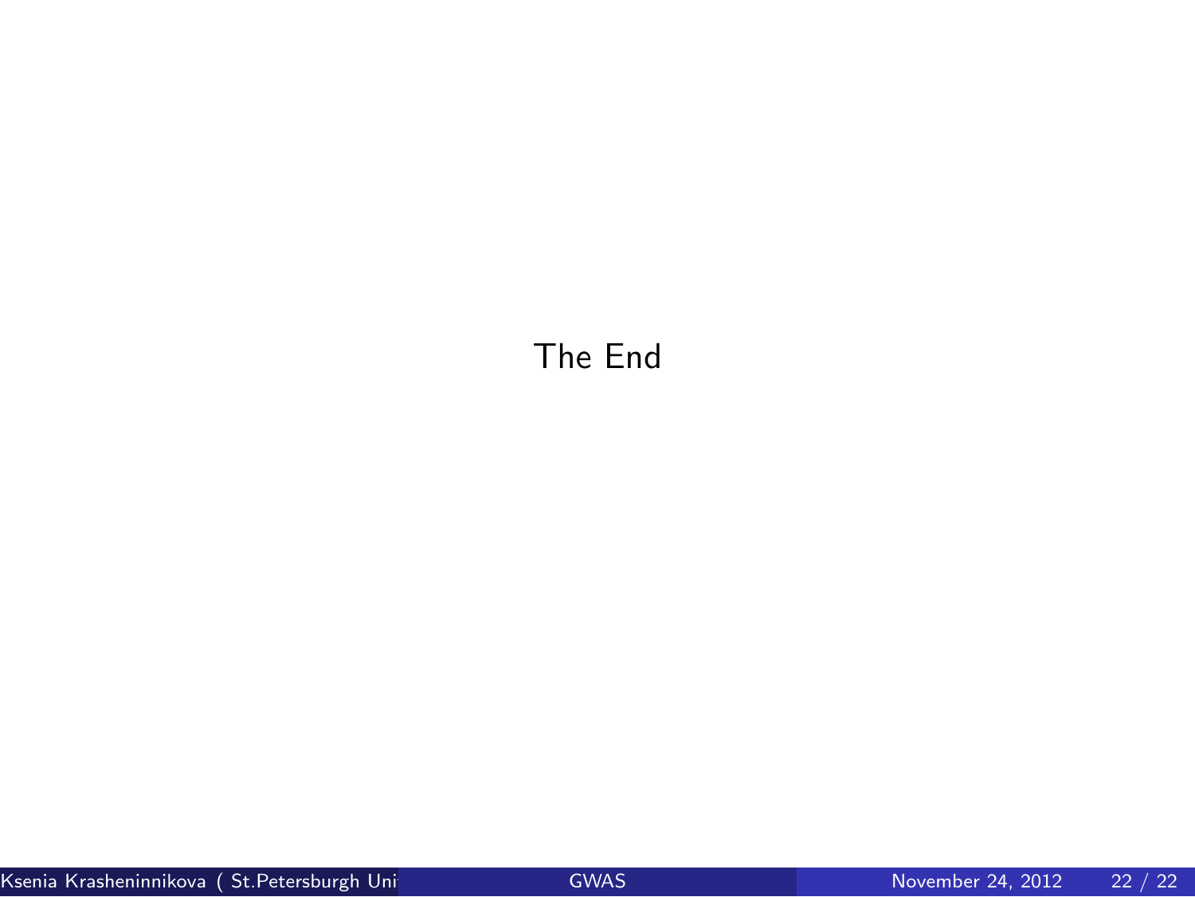The End